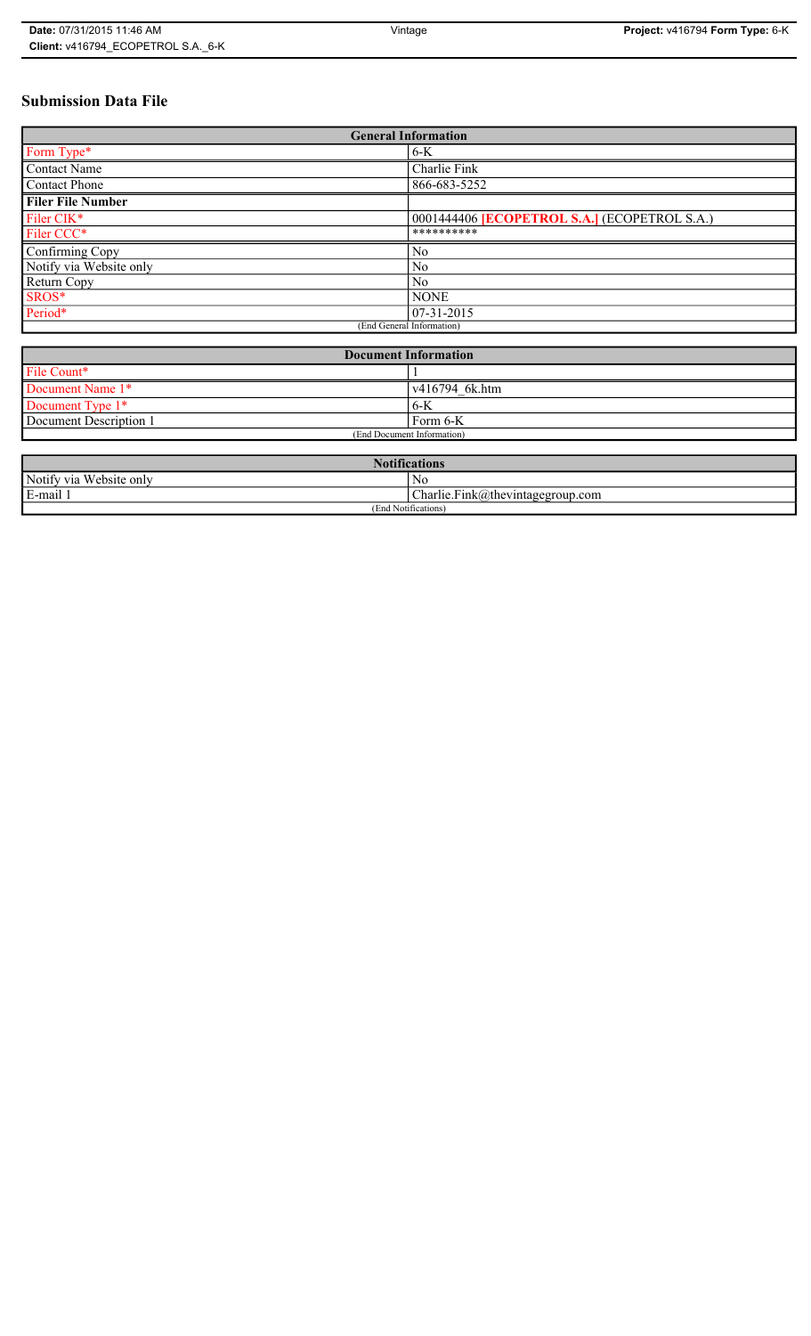# Submission Data File

| General Information | |
|---|---|
| Form Type* | 6-K |
| Contact Name | Charlie Fink |
| Contact Phone | 866-683-5252 |
| **Filer File Number** | |
| Filer CIK* | 0001444406 **[ECOPETROL S.A.]** (ECOPETROL S.A.) |
| Filer CCC* | ********** |
| Confirming Copy | No |
| Notify via Website only | No |
| Return Copy | No |
| SROS* | NONE |
| Period* | 07-31-2015 |
| (End General Information) | |

| Document Information | |
|---|---|
| File Count* | 1 |
| Document Name 1* | v416794_6k.htm |
| Document Type 1* | 6-K |
| Document Description 1 | Form 6-K |
| (End Document Information) | |

| Notifications | |
|---|---|
| Notify via Website only | No |
| E-mail 1 | Charlie.Fink@thevintagegroup.com |
| (End Notifications) | |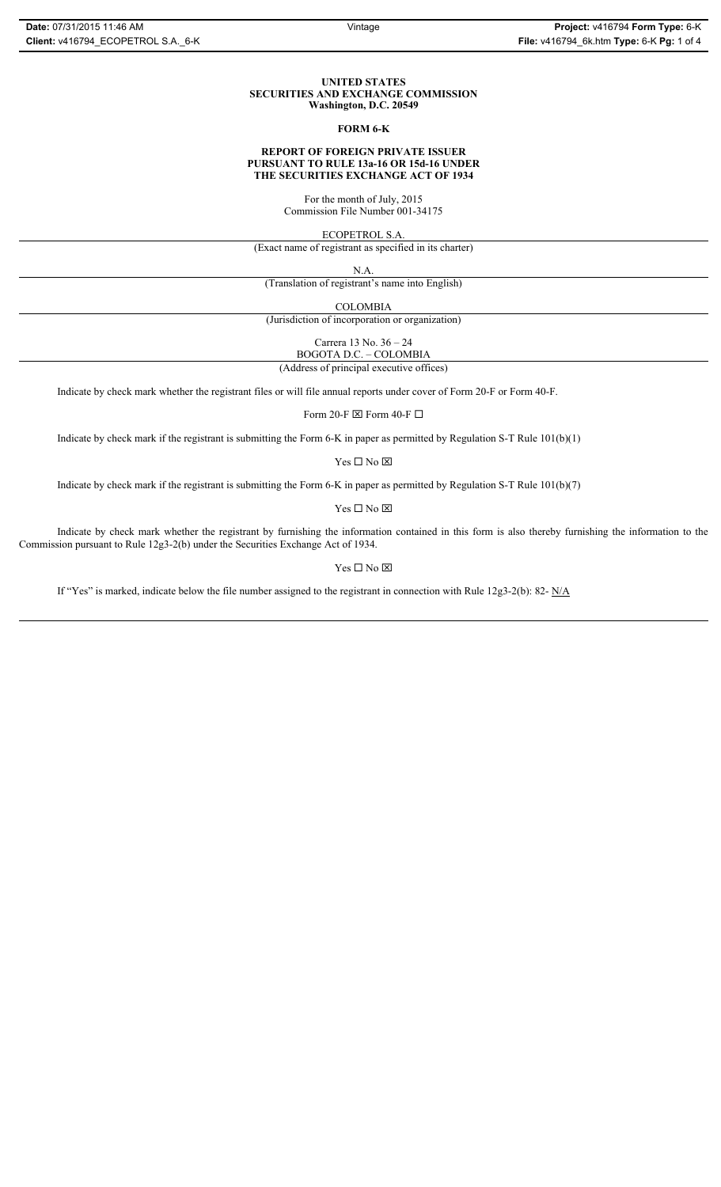**UNITED STATES**
**SECURITIES AND EXCHANGE COMMISSION**
**Washington, D.C. 20549**

**FORM 6-K**

**REPORT OF FOREIGN PRIVATE ISSUER**
**PURSUANT TO RULE 13a-16 OR 15d-16 UNDER**
**THE SECURITIES EXCHANGE ACT OF 1934**

For the month of July, 2015
Commission File Number 001-34175

ECOPETROL S.A.
(Exact name of registrant as specified in its charter)

N.A.
(Translation of registrant's name into English)

COLOMBIA
(Jurisdiction of incorporation or organization)

Carrera 13 No. 36 – 24
BOGOTA D.C. – COLOMBIA
(Address of principal executive offices)

Indicate by check mark whether the registrant files or will file annual reports under cover of Form 20-F or Form 40-F.

Form 20-F ☒ Form 40-F ☐

Indicate by check mark if the registrant is submitting the Form 6-K in paper as permitted by Regulation S-T Rule 101(b)(1)

Yes ☐ No ☒

Indicate by check mark if the registrant is submitting the Form 6-K in paper as permitted by Regulation S-T Rule 101(b)(7)

Yes ☐ No ☒

Indicate by check mark whether the registrant by furnishing the information contained in this form is also thereby furnishing the information to the Commission pursuant to Rule 12g3-2(b) under the Securities Exchange Act of 1934.

Yes ☐ No ☒

If "Yes" is marked, indicate below the file number assigned to the registrant in connection with Rule 12g3-2(b): 82- N/A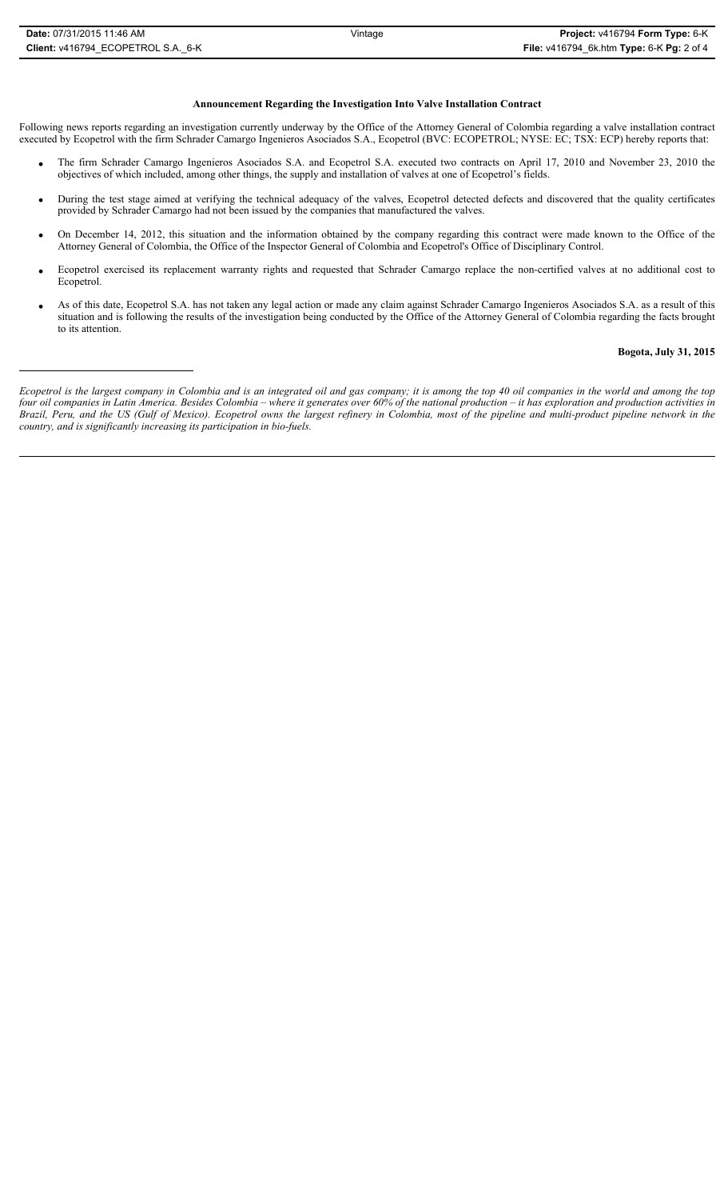**Announcement Regarding the Investigation Into Valve Installation Contract**

Following news reports regarding an investigation currently underway by the Office of the Attorney General of Colombia regarding a valve installation contract executed by Ecopetrol with the firm Schrader Camargo Ingenieros Asociados S.A., Ecopetrol (BVC: ECOPETROL; NYSE: EC; TSX: ECP) hereby reports that:

- The firm Schrader Camargo Ingenieros Asociados S.A. and Ecopetrol S.A. executed two contracts on April 17, 2010 and November 23, 2010 the objectives of which included, among other things, the supply and installation of valves at one of Ecopetrol's fields.
- During the test stage aimed at verifying the technical adequacy of the valves, Ecopetrol detected defects and discovered that the quality certificates provided by Schrader Camargo had not been issued by the companies that manufactured the valves.
- On December 14, 2012, this situation and the information obtained by the company regarding this contract were made known to the Office of the Attorney General of Colombia, the Office of the Inspector General of Colombia and Ecopetrol's Office of Disciplinary Control.
- Ecopetrol exercised its replacement warranty rights and requested that Schrader Camargo replace the non-certified valves at no additional cost to Ecopetrol.
- As of this date, Ecopetrol S.A. has not taken any legal action or made any claim against Schrader Camargo Ingenieros Asociados S.A. as a result of this situation and is following the results of the investigation being conducted by the Office of the Attorney General of Colombia regarding the facts brought to its attention.

**Bogota, July 31, 2015**

---

*Ecopetrol is the largest company in Colombia and is an integrated oil and gas company; it is among the top 40 oil companies in the world and among the top four oil companies in Latin America. Besides Colombia – where it generates over 60% of the national production – it has exploration and production activities in Brazil, Peru, and the US (Gulf of Mexico). Ecopetrol owns the largest refinery in Colombia, most of the pipeline and multi-product pipeline network in the country, and is significantly increasing its participation in bio-fuels.*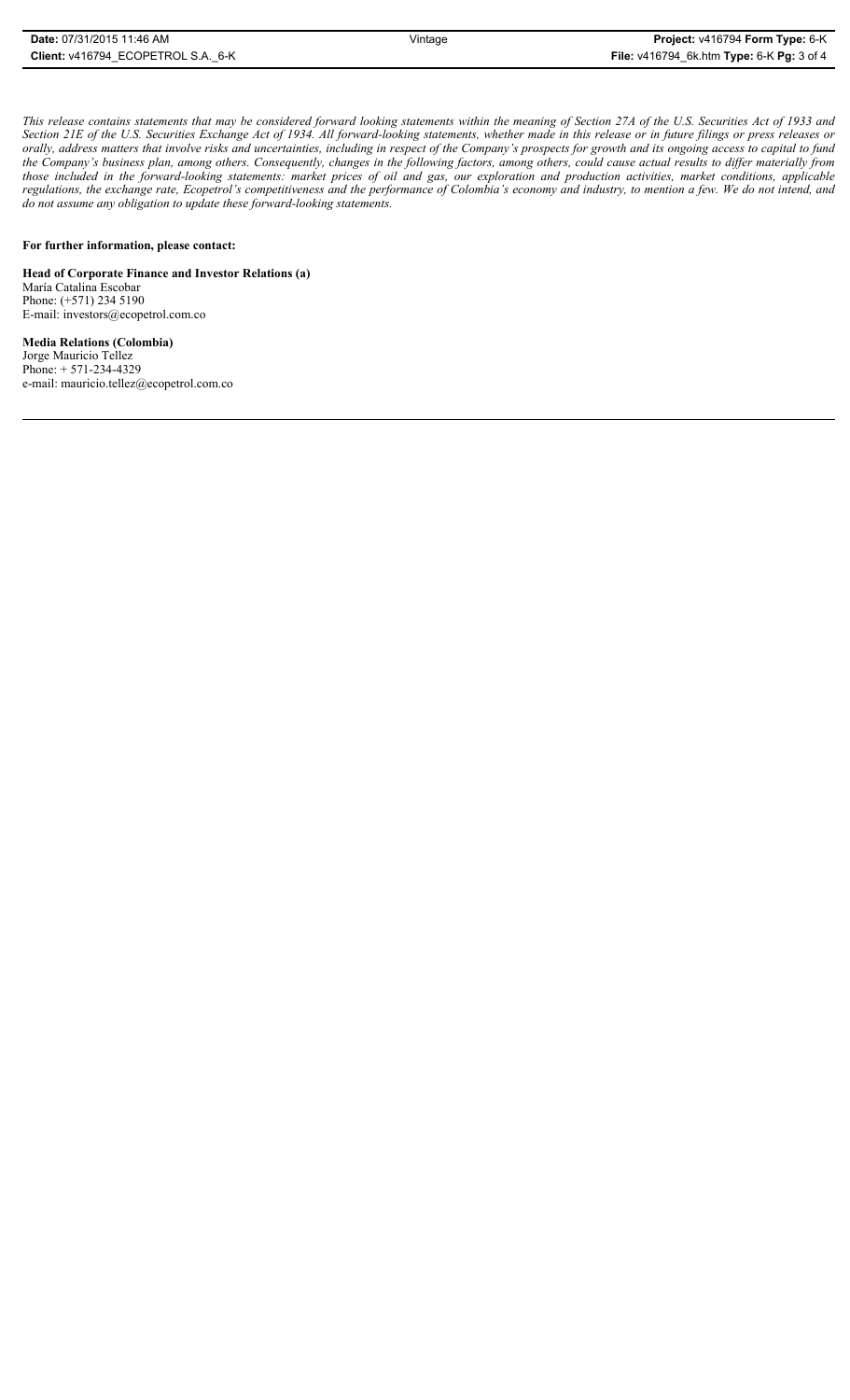*This release contains statements that may be considered forward looking statements within the meaning of Section 27A of the U.S. Securities Act of 1933 and Section 21E of the U.S. Securities Exchange Act of 1934. All forward-looking statements, whether made in this release or in future filings or press releases or orally, address matters that involve risks and uncertainties, including in respect of the Company's prospects for growth and its ongoing access to capital to fund the Company's business plan, among others. Consequently, changes in the following factors, among others, could cause actual results to differ materially from those included in the forward-looking statements: market prices of oil and gas, our exploration and production activities, market conditions, applicable regulations, the exchange rate, Ecopetrol's competitiveness and the performance of Colombia's economy and industry, to mention a few. We do not intend, and do not assume any obligation to update these forward-looking statements.*

**For further information, please contact:**

**Head of Corporate Finance and Investor Relations (a)**
María Catalina Escobar
Phone: (+571) 234 5190
E-mail: investors@ecopetrol.com.co

**Media Relations (Colombia)**
Jorge Mauricio Tellez
Phone: + 571-234-4329
e-mail: mauricio.tellez@ecopetrol.com.co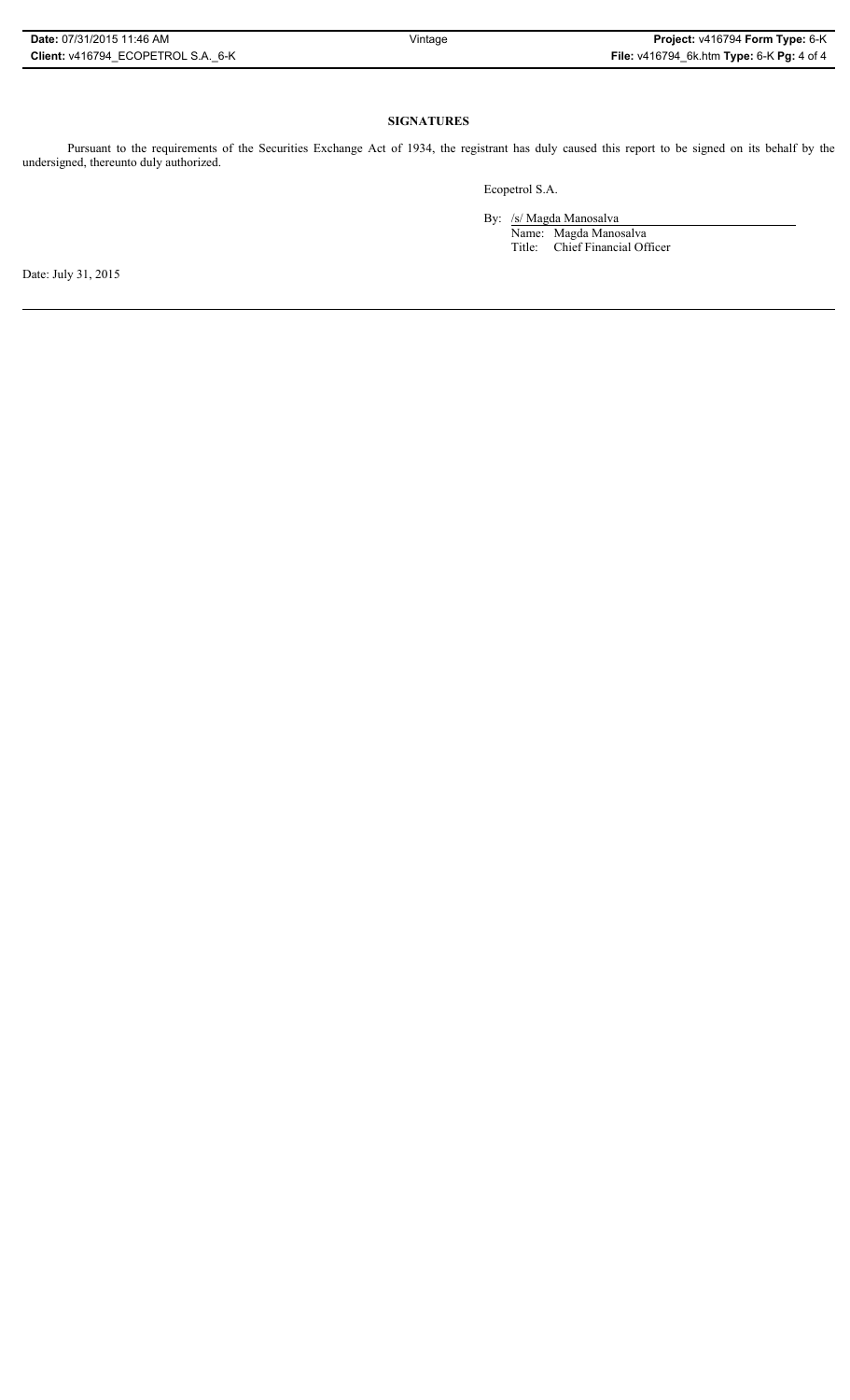## SIGNATURES

Pursuant to the requirements of the Securities Exchange Act of 1934, the registrant has duly caused this report to be signed on its behalf by the undersigned, thereunto duly authorized.

Ecopetrol S.A.

By: /s/ Magda Manosalva

Name: Magda Manosalva

Title: Chief Financial Officer

Date: July 31, 2015